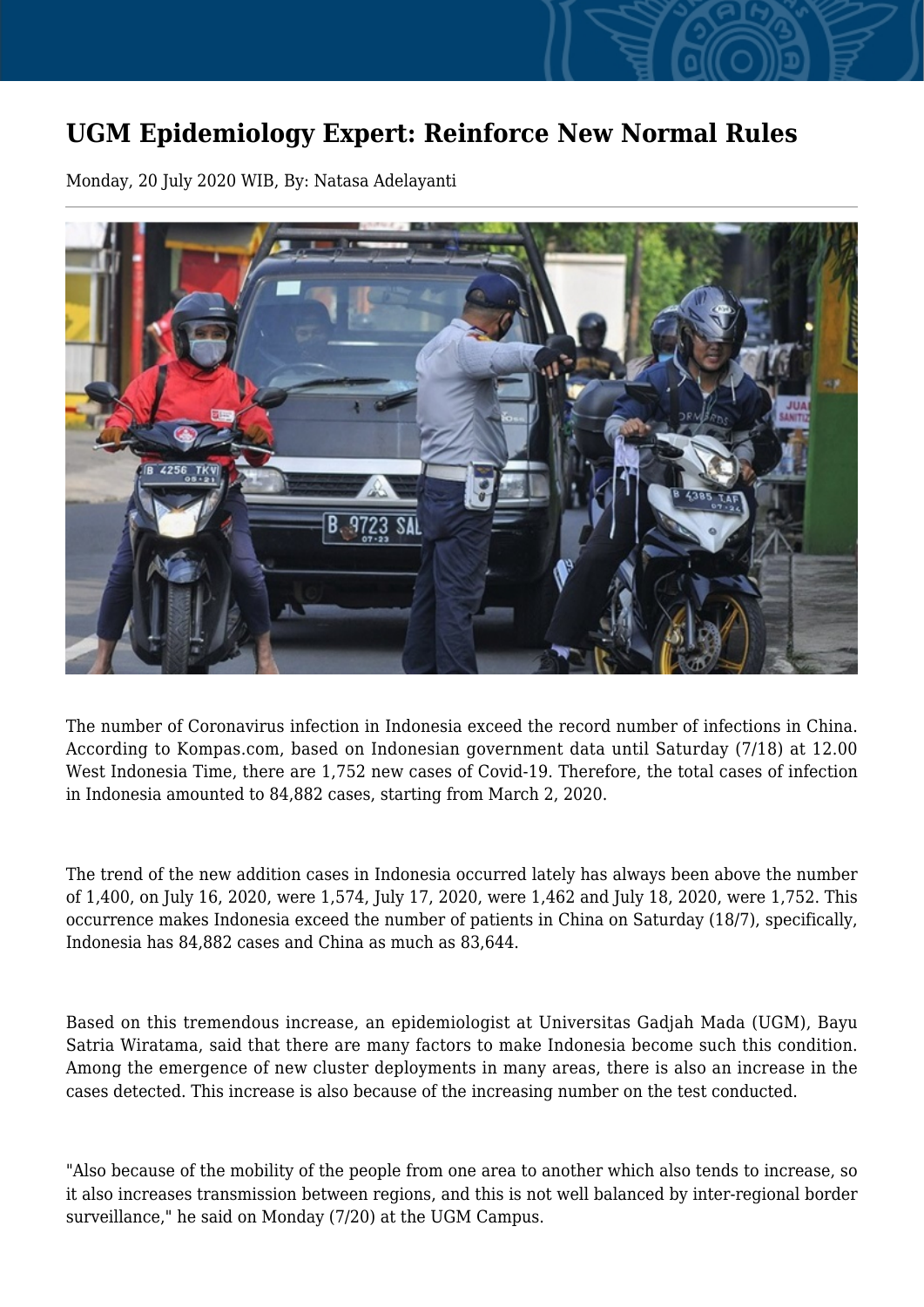# UGM Epidemiology Expert: Reinforce New Normal Rules

Monday, 20 July 2020 WIB, By: Natasa Adelayanti

The number of Coronavirus infection in Indonesia exceed the record number of infections in China. According to Kompas.com, based on Indonesian government data until Saturday (7/18) at 12.00 West Indonesia Time, there are 1,752 new cases of Covid-19. Therefore, the total cases of infection in Indonesia amounted to 84,882 cases, starting from March 2, 2020.

The trend of the new addition cases in Indonesia occurred lately has always been above the number of 1,400, on July 16, 2020, were 1,574, July 17, 2020, were 1,462 and July 18, 2020, were 1,752. This occurrence makes Indonesia exceed the number of patients in China on Saturday (18/7), specifically, Indonesia has 84,882 cases and China as much as 83,644.

Based on this tremendous increase, an epidemiologist at Universitas Gadjah Mada (UGM), Bayu Satria Wiratama, said that there are many factors to make Indonesia become such this condition. Among the emergence of new cluster deployments in many areas, there is also an increase in the cases detected. This increase is also because of the increasing number on the test conducted.

"Also because of the mobility of the people from one area to another which also tends to increase, so it also increases transmission between regions, and this is not well balanced by inter-regional border surveillance," he said on Monday (7/20) at the UGM Campus.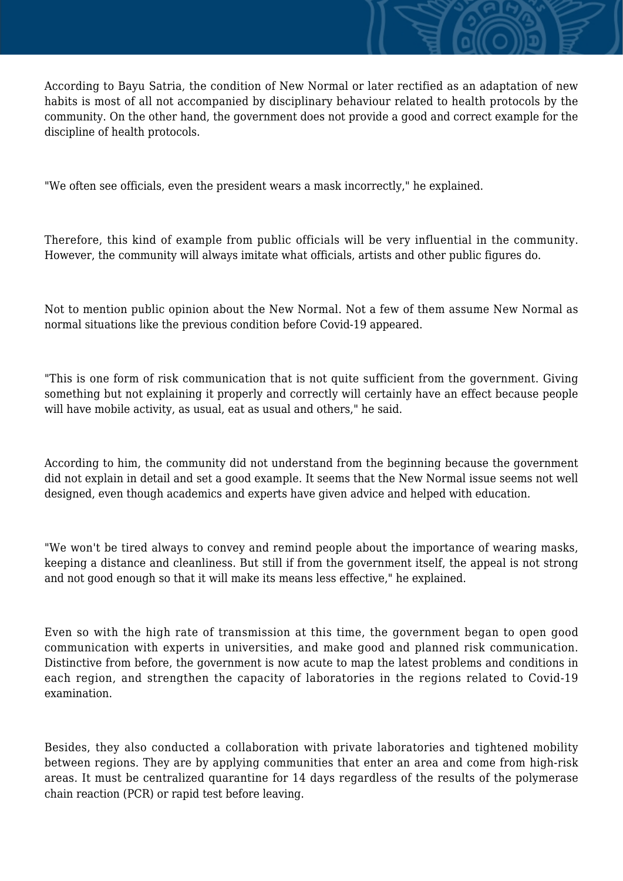According to Bayu Satria, the condition of New Normal or later rectified as an adaptation of new habits is most of all not accompanied by disciplinary behaviour related to health protocols by the community. On the other hand, the government does not provide a good and correct example for the discipline of health protocols.

"We often see officials, even the president wears a mask incorrectly," he explained.

Therefore, this kind of example from public officials will be very influential in the community. However, the community will always imitate what officials, artists and other public figures do.

Not to mention public opinion about the New Normal. Not a few of them assume New Normal as normal situations like the previous condition before Covid-19 appeared.

"This is one form of risk communication that is not quite sufficient from the government. Giving something but not explaining it properly and correctly will certainly have an effect because people will have mobile activity, as usual, eat as usual and others," he said.

According to him, the community did not understand from the beginning because the government did not explain in detail and set a good example. It seems that the New Normal issue seems not well designed, even though academics and experts have given advice and helped with education.

"We won't be tired always to convey and remind people about the importance of wearing masks, keeping a distance and cleanliness. But still if from the government itself, the appeal is not strong and not good enough so that it will make its means less effective," he explained.

Even so with the high rate of transmission at this time, the government began to open good communication with experts in universities, and make good and planned risk communication. Distinctive from before, the government is now acute to map the latest problems and conditions in each region, and strengthen the capacity of laboratories in the regions related to Covid-19 examination.

Besides, they also conducted a collaboration with private laboratories and tightened mobility between regions. They are by applying communities that enter an area and come from high-risk areas. It must be centralized quarantine for 14 days regardless of the results of the polymerase chain reaction (PCR) or rapid test before leaving.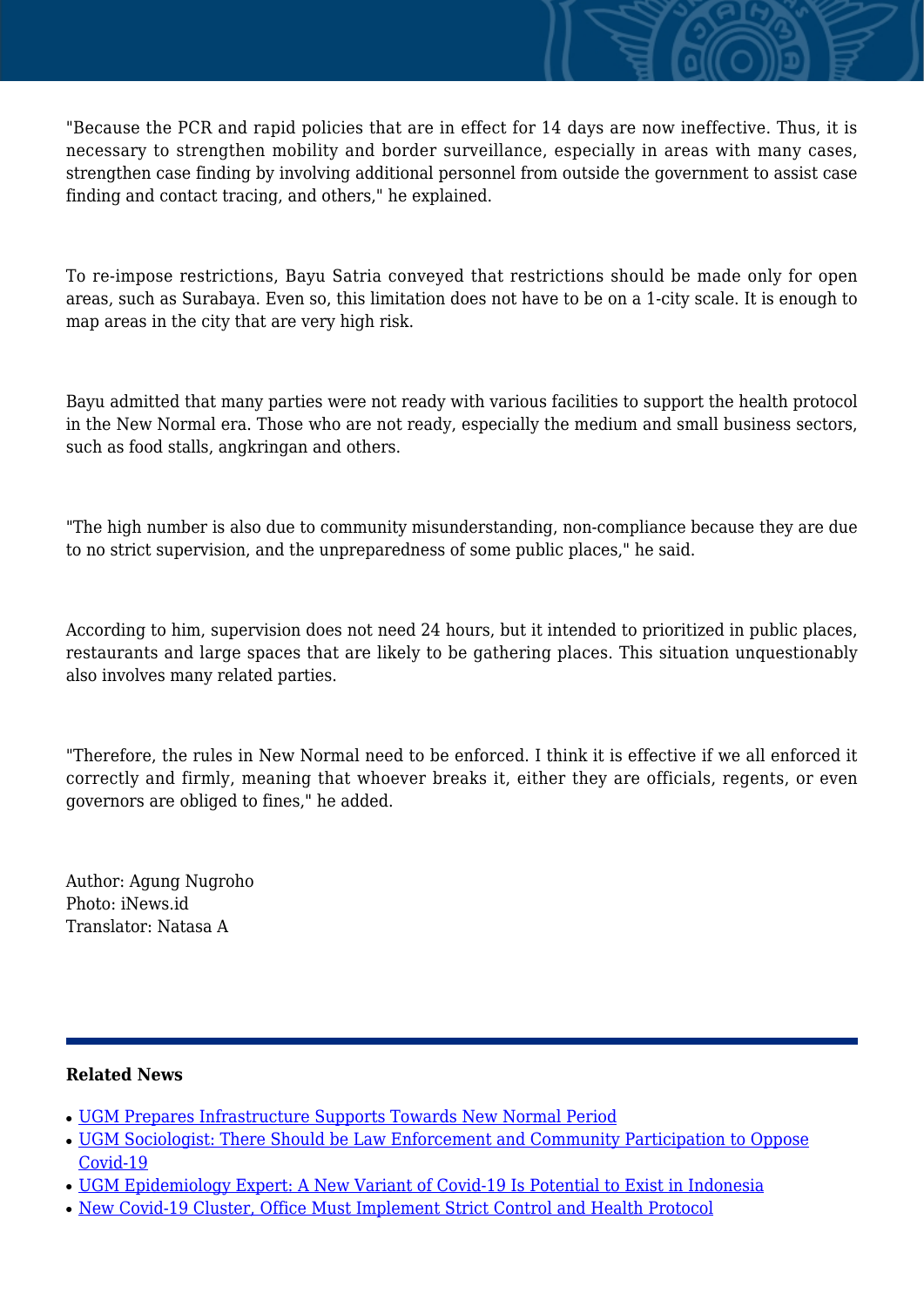"Because the PCR and rapid policies that are in effect for 14 days are now ineffective. Thus, it is necessary to strengthen mobility and border surveillance, especially in areas with many cases, strengthen case finding by involving additional personnel from outside the government to assist case finding and contact tracing, and others," he explained.

To re-impose restrictions, Bayu Satria conveyed that restrictions should be made only for open areas, such as Surabaya. Even so, this limitation does not have to be on a 1-city scale. It is enough to map areas in the city that are very high risk.

Bayu admitted that many parties were not ready with various facilities to support the health protocol in the New Normal era. Those who are not ready, especially the medium and small business sectors, such as food stalls, angkringan and others.

"The high number is also due to community misunderstanding, non-compliance because they are due to no strict supervision, and the unpreparedness of some public places," he said.

According to him, supervision does not need 24 hours, but it intended to prioritized in public places, restaurants and large spaces that are likely to be gathering places. This situation unquestionably also involves many related parties.

"Therefore, the rules in New Normal need to be enforced. I think it is effective if we all enforced it correctly and firmly, meaning that whoever breaks it, either they are officials, regents, or even governors are obliged to fines," he added.

Author: Agung Nugroho
Photo: iNews.id
Translator: Natasa A

---

**Related News**

- UGM Prepares Infrastructure Supports Towards New Normal Period
- UGM Sociologist: There Should be Law Enforcement and Community Participation to Oppose Covid-19
- UGM Epidemiology Expert: A New Variant of Covid-19 Is Potential to Exist in Indonesia
- New Covid-19 Cluster, Office Must Implement Strict Control and Health Protocol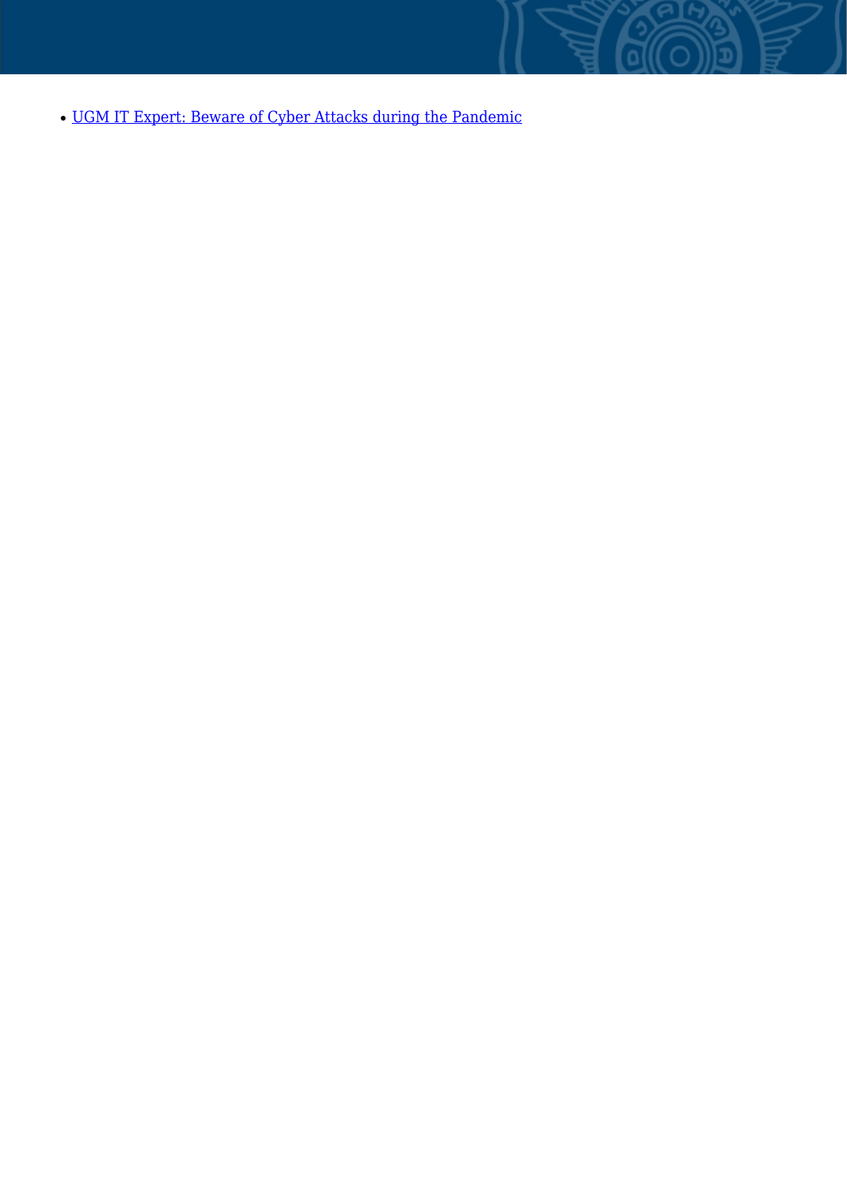- UGM IT Expert: Beware of Cyber Attacks during the Pandemic